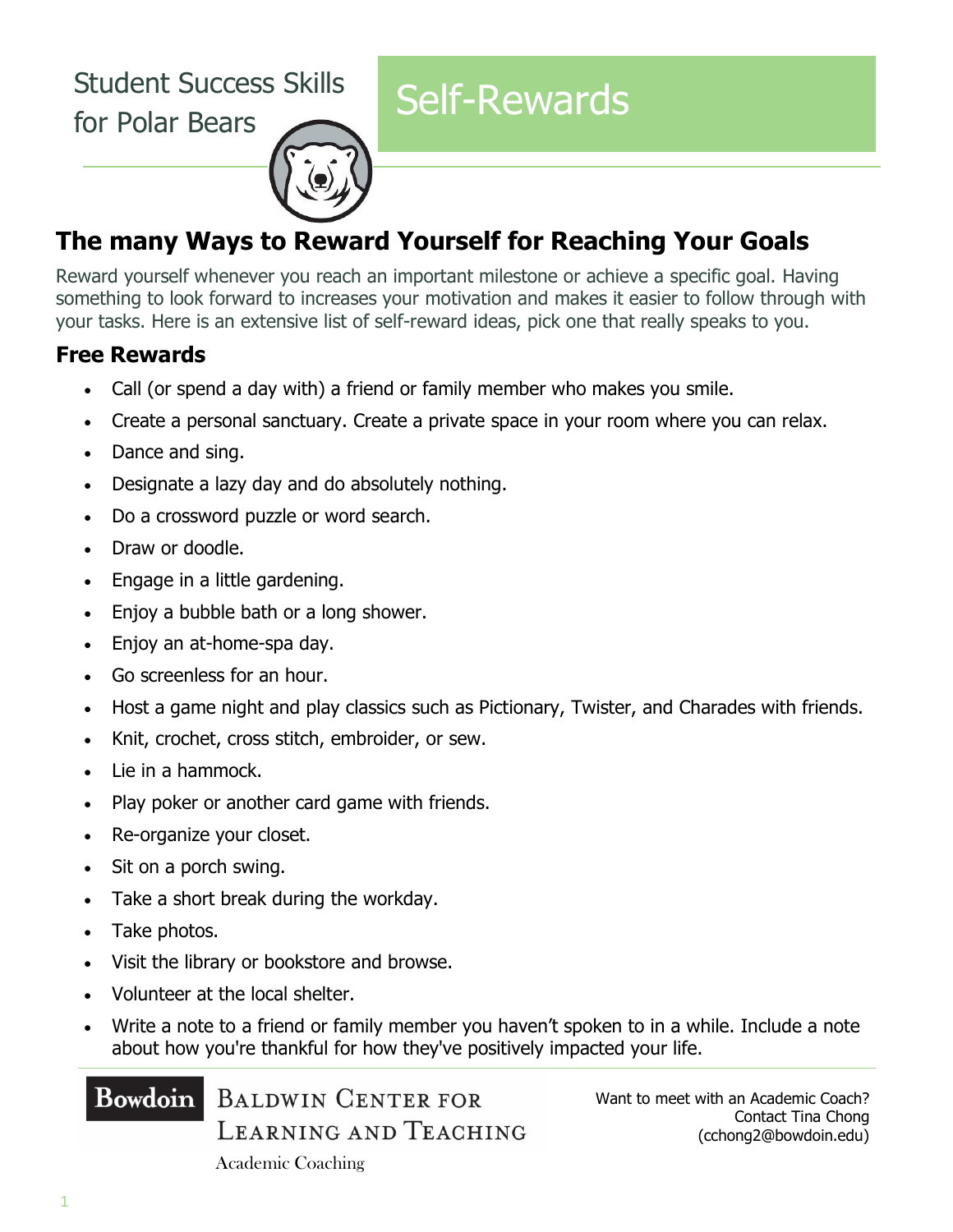Student Success Skills for Polar Bears

# Self-Rewards

## The many Ways to Reward Yourself for Reaching Your Goals

Reward yourself whenever you reach an important milestone or achieve a specific goal. Having something to look forward to increases your motivation and makes it easier to follow through with your tasks. Here is an extensive list of self-reward ideas, pick one that really speaks to you.

### Free Rewards

- Call (or spend a day with) a friend or family member who makes you smile.
- Create a personal sanctuary. Create a private space in your room where you can relax.
- Dance and sing.
- Designate a lazy day and do absolutely nothing.
- Do a crossword puzzle or word search.
- Draw or doodle.
- Engage in a little gardening.
- Enjoy a bubble bath or a long shower.
- Enjoy an at-home-spa day.
- Go screenless for an hour.
- Host a game night and play classics such as Pictionary, Twister, and Charades with friends.
- Knit, crochet, cross stitch, embroider, or sew.
- Lie in a hammock.
- Play poker or another card game with friends.
- Re-organize your closet.
- Sit on a porch swing.
- Take a short break during the workday.
- Take photos.
- Visit the library or bookstore and browse.
- Volunteer at the local shelter.
- Write a note to a friend or family member you haven't spoken to in a while. Include a note about how you're thankful for how they've positively impacted your life.

Bowdoin Baldwin Center for Learning and Teaching
Academic Coaching

Want to meet with an Academic Coach? Contact Tina Chong (cchong2@bowdoin.edu)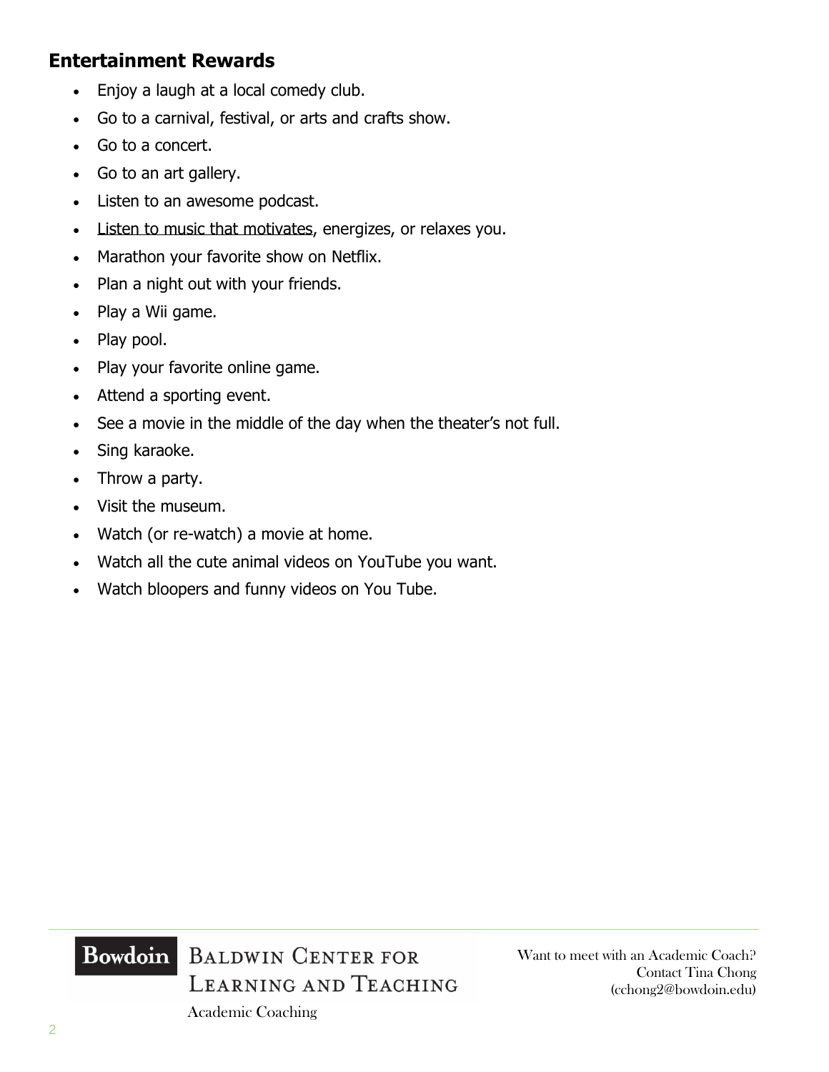## Entertainment Rewards

- Enjoy a laugh at a local comedy club.
- Go to a carnival, festival, or arts and crafts show.
- Go to a concert.
- Go to an art gallery.
- Listen to an awesome podcast.
- Listen to music that motivates, energizes, or relaxes you.
- Marathon your favorite show on Netflix.
- Plan a night out with your friends.
- Play a Wii game.
- Play pool.
- Play your favorite online game.
- Attend a sporting event.
- See a movie in the middle of the day when the theater's not full.
- Sing karaoke.
- Throw a party.
- Visit the museum.
- Watch (or re-watch) a movie at home.
- Watch all the cute animal videos on YouTube you want.
- Watch bloopers and funny videos on You Tube.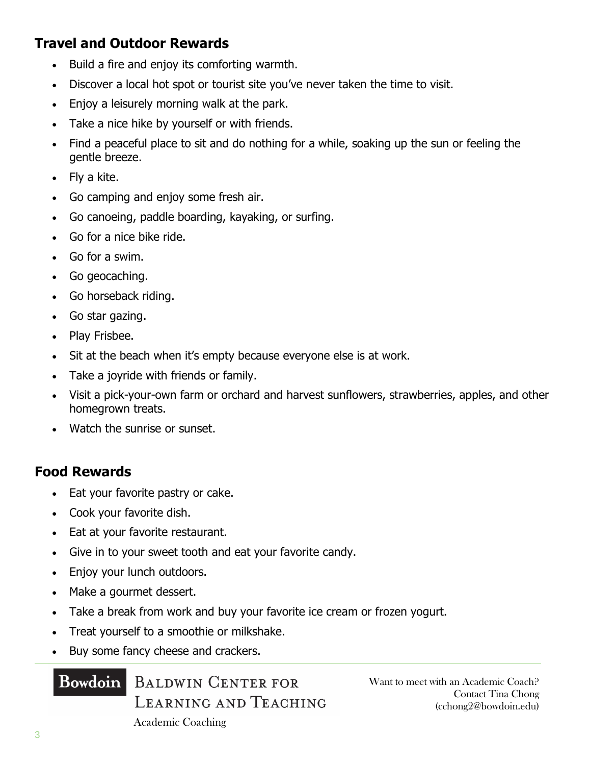## Travel and Outdoor Rewards

- Build a fire and enjoy its comforting warmth.
- Discover a local hot spot or tourist site you've never taken the time to visit.
- Enjoy a leisurely morning walk at the park.
- Take a nice hike by yourself or with friends.
- Find a peaceful place to sit and do nothing for a while, soaking up the sun or feeling the gentle breeze.
- Fly a kite.
- Go camping and enjoy some fresh air.
- Go canoeing, paddle boarding, kayaking, or surfing.
- Go for a nice bike ride.
- Go for a swim.
- Go geocaching.
- Go horseback riding.
- Go star gazing.
- Play Frisbee.
- Sit at the beach when it's empty because everyone else is at work.
- Take a joyride with friends or family.
- Visit a pick-your-own farm or orchard and harvest sunflowers, strawberries, apples, and other homegrown treats.
- Watch the sunrise or sunset.

## Food Rewards

- Eat your favorite pastry or cake.
- Cook your favorite dish.
- Eat at your favorite restaurant.
- Give in to your sweet tooth and eat your favorite candy.
- Enjoy your lunch outdoors.
- Make a gourmet dessert.
- Take a break from work and buy your favorite ice cream or frozen yogurt.
- Treat yourself to a smoothie or milkshake.
- Buy some fancy cheese and crackers.

Bowdoin Baldwin Center for Learning and Teaching
Academic Coaching

Want to meet with an Academic Coach? Contact Tina Chong (cchong2@bowdoin.edu)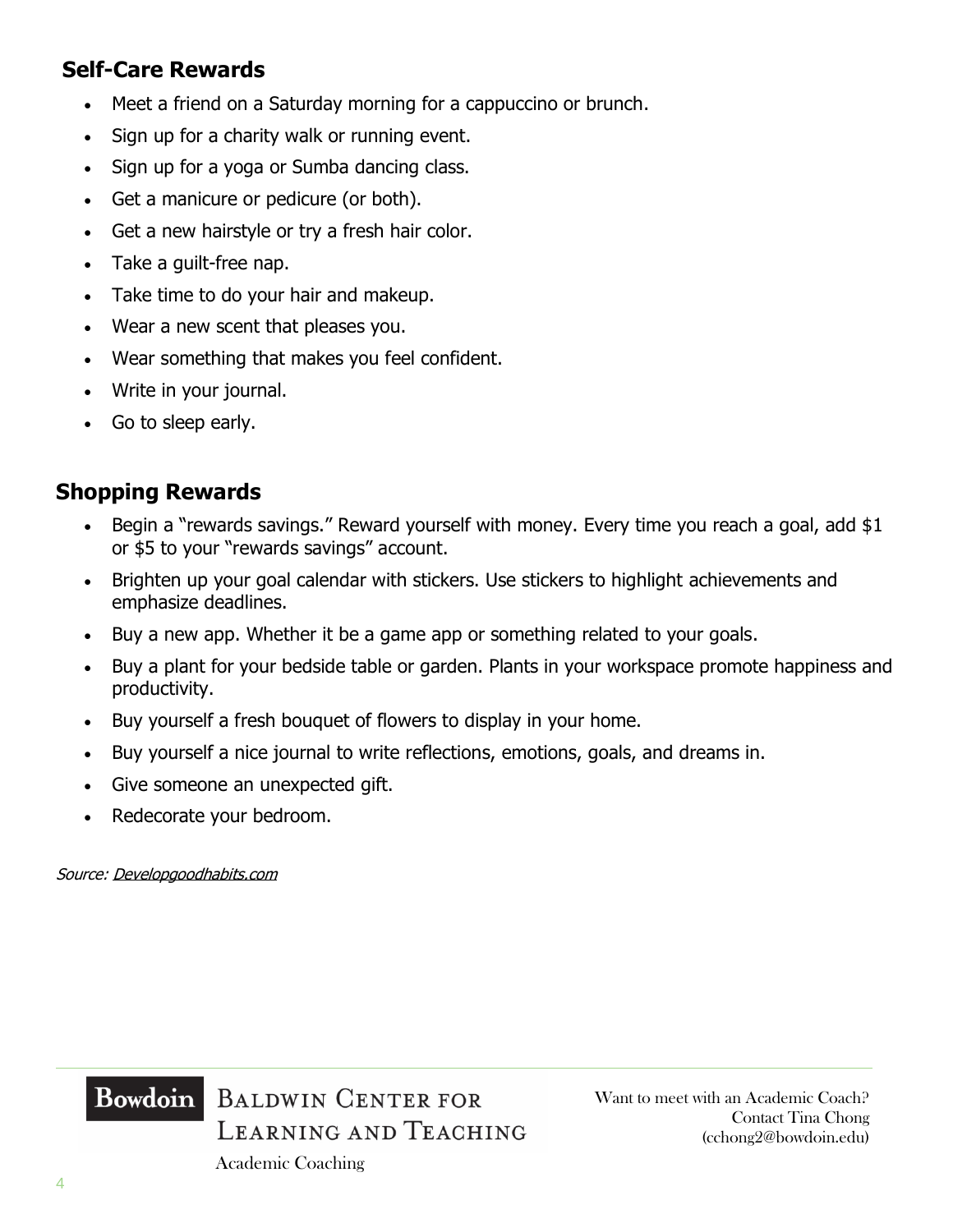## Self-Care Rewards

- Meet a friend on a Saturday morning for a cappuccino or brunch.
- Sign up for a charity walk or running event.
- Sign up for a yoga or Sumba dancing class.
- Get a manicure or pedicure (or both).
- Get a new hairstyle or try a fresh hair color.
- Take a guilt-free nap.
- Take time to do your hair and makeup.
- Wear a new scent that pleases you.
- Wear something that makes you feel confident.
- Write in your journal.
- Go to sleep early.

## Shopping Rewards

- Begin a "rewards savings." Reward yourself with money. Every time you reach a goal, add $1 or $5 to your "rewards savings" account.
- Brighten up your goal calendar with stickers. Use stickers to highlight achievements and emphasize deadlines.
- Buy a new app. Whether it be a game app or something related to your goals.
- Buy a plant for your bedside table or garden. Plants in your workspace promote happiness and productivity.
- Buy yourself a fresh bouquet of flowers to display in your home.
- Buy yourself a nice journal to write reflections, emotions, goals, and dreams in.
- Give someone an unexpected gift.
- Redecorate your bedroom.

*Source: Developgoodhabits.com*

Bowdoin Baldwin Center for Learning and Teaching
Academic Coaching

Want to meet with an Academic Coach? Contact Tina Chong (cchong2@bowdoin.edu)